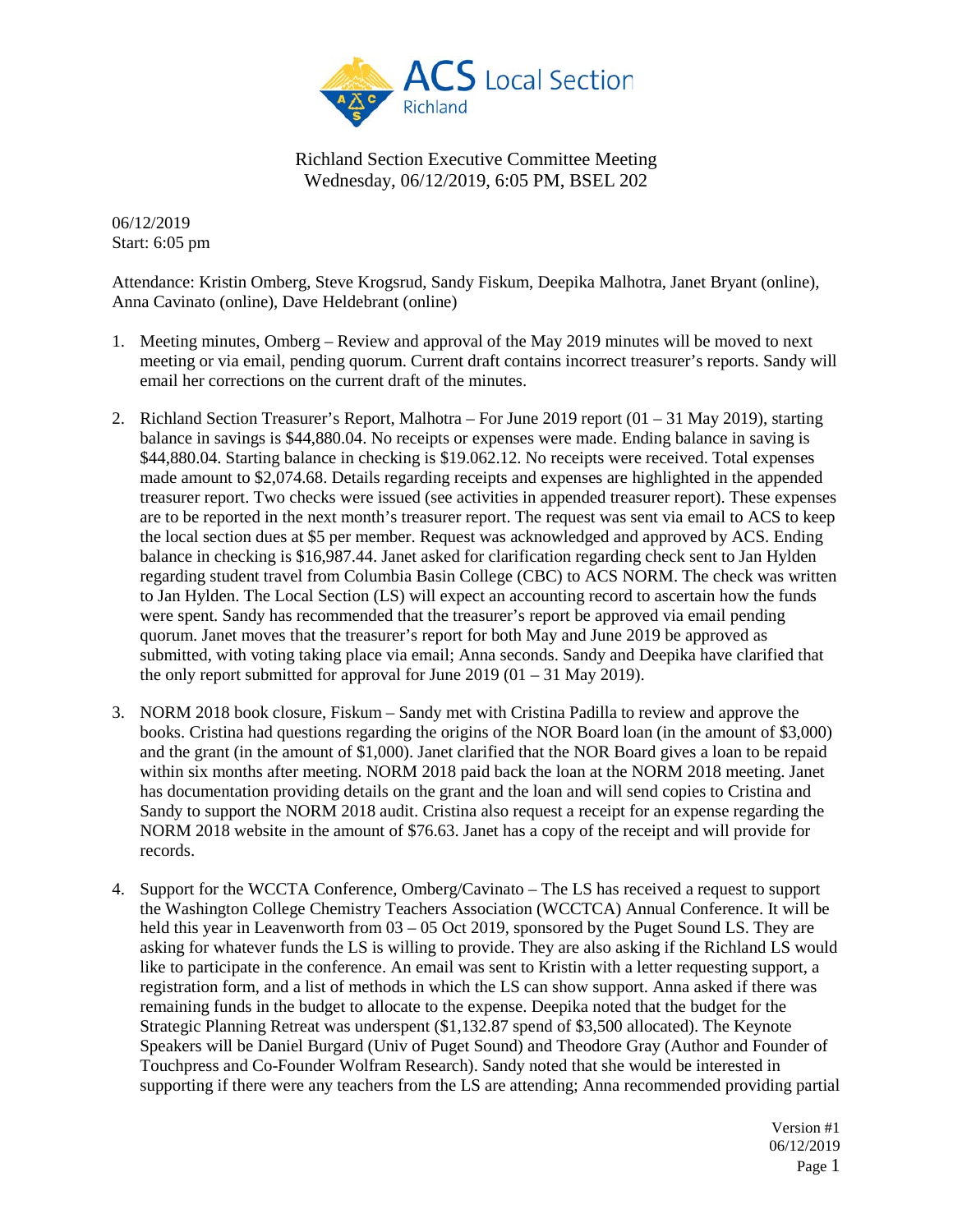Richland Section Executive Committee Meeting
Wednesday, 06/12/2019, 6:05 PM, BSEL 202

06/12/2019
Start: 6:05 pm

Attendance: Kristin Omberg, Steve Krogsrud, Sandy Fiskum, Deepika Malhotra, Janet Bryant (online), Anna Cavinato (online), Dave Heldebrant (online)

1. Meeting minutes, Omberg – Review and approval of the May 2019 minutes will be moved to next meeting or via email, pending quorum. Current draft contains incorrect treasurer's reports. Sandy will email her corrections on the current draft of the minutes.

2. Richland Section Treasurer's Report, Malhotra – For June 2019 report (01 – 31 May 2019), starting balance in savings is $44,880.04. No receipts or expenses were made. Ending balance in saving is $44,880.04. Starting balance in checking is $19.062.12. No receipts were received. Total expenses made amount to $2,074.68. Details regarding receipts and expenses are highlighted in the appended treasurer report. Two checks were issued (see activities in appended treasurer report). These expenses are to be reported in the next month's treasurer report. The request was sent via email to ACS to keep the local section dues at $5 per member. Request was acknowledged and approved by ACS. Ending balance in checking is $16,987.44. Janet asked for clarification regarding check sent to Jan Hylden regarding student travel from Columbia Basin College (CBC) to ACS NORM. The check was written to Jan Hylden. The Local Section (LS) will expect an accounting record to ascertain how the funds were spent. Sandy has recommended that the treasurer's report be approved via email pending quorum. Janet moves that the treasurer's report for both May and June 2019 be approved as submitted, with voting taking place via email; Anna seconds. Sandy and Deepika have clarified that the only report submitted for approval for June 2019 (01 – 31 May 2019).

3. NORM 2018 book closure, Fiskum – Sandy met with Cristina Padilla to review and approve the books. Cristina had questions regarding the origins of the NOR Board loan (in the amount of $3,000) and the grant (in the amount of $1,000). Janet clarified that the NOR Board gives a loan to be repaid within six months after meeting. NORM 2018 paid back the loan at the NORM 2018 meeting. Janet has documentation providing details on the grant and the loan and will send copies to Cristina and Sandy to support the NORM 2018 audit. Cristina also request a receipt for an expense regarding the NORM 2018 website in the amount of $76.63. Janet has a copy of the receipt and will provide for records.

4. Support for the WCCTA Conference, Omberg/Cavinato – The LS has received a request to support the Washington College Chemistry Teachers Association (WCCTCA) Annual Conference. It will be held this year in Leavenworth from 03 – 05 Oct 2019, sponsored by the Puget Sound LS. They are asking for whatever funds the LS is willing to provide. They are also asking if the Richland LS would like to participate in the conference. An email was sent to Kristin with a letter requesting support, a registration form, and a list of methods in which the LS can show support. Anna asked if there was remaining funds in the budget to allocate to the expense. Deepika noted that the budget for the Strategic Planning Retreat was underspent ($1,132.87 spend of $3,500 allocated). The Keynote Speakers will be Daniel Burgard (Univ of Puget Sound) and Theodore Gray (Author and Founder of Touchpress and Co-Founder Wolfram Research). Sandy noted that she would be interested in supporting if there were any teachers from the LS are attending; Anna recommended providing partial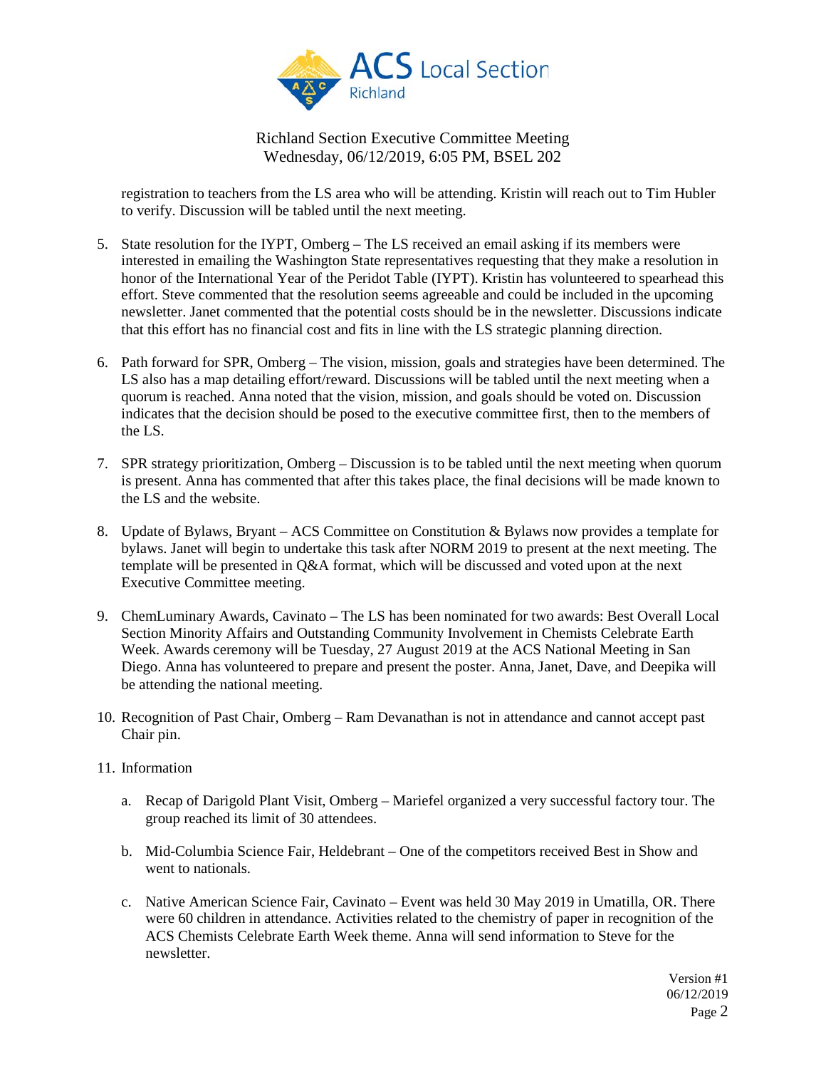registration to teachers from the LS area who will be attending. Kristin will reach out to Tim Hubler to verify. Discussion will be tabled until the next meeting.

5. State resolution for the IYPT, Omberg – The LS received an email asking if its members were interested in emailing the Washington State representatives requesting that they make a resolution in honor of the International Year of the Peridot Table (IYPT). Kristin has volunteered to spearhead this effort. Steve commented that the resolution seems agreeable and could be included in the upcoming newsletter. Janet commented that the potential costs should be in the newsletter. Discussions indicate that this effort has no financial cost and fits in line with the LS strategic planning direction.

6. Path forward for SPR, Omberg – The vision, mission, goals and strategies have been determined. The LS also has a map detailing effort/reward. Discussions will be tabled until the next meeting when a quorum is reached. Anna noted that the vision, mission, and goals should be voted on. Discussion indicates that the decision should be posed to the executive committee first, then to the members of the LS.

7. SPR strategy prioritization, Omberg – Discussion is to be tabled until the next meeting when quorum is present. Anna has commented that after this takes place, the final decisions will be made known to the LS and the website.

8. Update of Bylaws, Bryant – ACS Committee on Constitution & Bylaws now provides a template for bylaws. Janet will begin to undertake this task after NORM 2019 to present at the next meeting. The template will be presented in Q&A format, which will be discussed and voted upon at the next Executive Committee meeting.

9. ChemLuminary Awards, Cavinato – The LS has been nominated for two awards: Best Overall Local Section Minority Affairs and Outstanding Community Involvement in Chemists Celebrate Earth Week. Awards ceremony will be Tuesday, 27 August 2019 at the ACS National Meeting in San Diego. Anna has volunteered to prepare and present the poster. Anna, Janet, Dave, and Deepika will be attending the national meeting.

10. Recognition of Past Chair, Omberg – Ram Devanathan is not in attendance and cannot accept past Chair pin.

11. Information

    a. Recap of Darigold Plant Visit, Omberg – Mariefel organized a very successful factory tour. The group reached its limit of 30 attendees.

    b. Mid-Columbia Science Fair, Heldebrant – One of the competitors received Best in Show and went to nationals.

    c. Native American Science Fair, Cavinato – Event was held 30 May 2019 in Umatilla, OR. There were 60 children in attendance. Activities related to the chemistry of paper in recognition of the ACS Chemists Celebrate Earth Week theme. Anna will send information to Steve for the newsletter.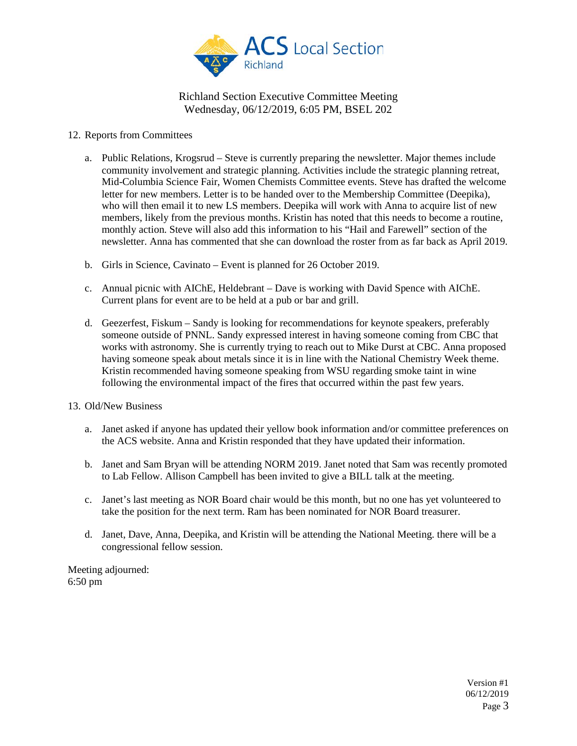Richland Section Executive Committee Meeting
Wednesday, 06/12/2019, 6:05 PM, BSEL 202

12. Reports from Committees

    a. Public Relations, Krogsrud – Steve is currently preparing the newsletter. Major themes include community involvement and strategic planning. Activities include the strategic planning retreat, Mid-Columbia Science Fair, Women Chemists Committee events. Steve has drafted the welcome letter for new members. Letter is to be handed over to the Membership Committee (Deepika), who will then email it to new LS members. Deepika will work with Anna to acquire list of new members, likely from the previous months. Kristin has noted that this needs to become a routine, monthly action. Steve will also add this information to his "Hail and Farewell" section of the newsletter. Anna has commented that she can download the roster from as far back as April 2019.

    b. Girls in Science, Cavinato – Event is planned for 26 October 2019.

    c. Annual picnic with AIChE, Heldebrant – Dave is working with David Spence with AIChE. Current plans for event are to be held at a pub or bar and grill.

    d. Geezerfest, Fiskum – Sandy is looking for recommendations for keynote speakers, preferably someone outside of PNNL. Sandy expressed interest in having someone coming from CBC that works with astronomy. She is currently trying to reach out to Mike Durst at CBC. Anna proposed having someone speak about metals since it is in line with the National Chemistry Week theme. Kristin recommended having someone speaking from WSU regarding smoke taint in wine following the environmental impact of the fires that occurred within the past few years.

13. Old/New Business

    a. Janet asked if anyone has updated their yellow book information and/or committee preferences on the ACS website. Anna and Kristin responded that they have updated their information.

    b. Janet and Sam Bryan will be attending NORM 2019. Janet noted that Sam was recently promoted to Lab Fellow. Allison Campbell has been invited to give a BILL talk at the meeting.

    c. Janet's last meeting as NOR Board chair would be this month, but no one has yet volunteered to take the position for the next term. Ram has been nominated for NOR Board treasurer.

    d. Janet, Dave, Anna, Deepika, and Kristin will be attending the National Meeting. there will be a congressional fellow session.

Meeting adjourned:
6:50 pm

Version #1
06/12/2019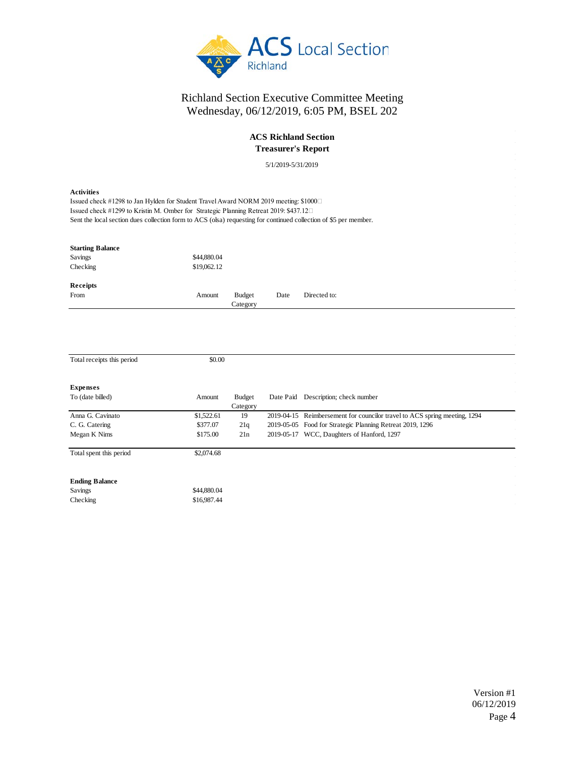# Richland Section Executive Committee Meeting
Wednesday, 06/12/2019, 6:05 PM, BSEL 202

## ACS Richland Section
## Treasurer's Report

5/1/2019-5/31/2019

**Activities**

Issued check #1298 to Jan Hylden for Student Travel Award NORM 2019 meeting: $1000

Issued check #1299 to Kristin M. Omber for Strategic Planning Retreat 2019: $437.12

Sent the local section dues collection form to ACS (olsa) requesting for continued collection of $5 per member.

**Starting Balance**

| | |
|---|---|
| Savings | $44,880.04 |
| Checking | $19,062.12 |

**Receipts**

| From | Amount | Budget Category | Date | Directed to: |
|---|---|---|---|---|
| Total receipts this period | $0.00 | | | |

**Expenses**

| To (date billed) | Amount | Budget Category | Date Paid | Description; check number |
|---|---|---|---|---|
| Anna G. Cavinato | $1,522.61 | 19 | 2019-04-15 | Reimbersement for councilor travel to ACS spring meeting, 1294 |
| C. G. Catering | $377.07 | 21q | 2019-05-05 | Food for Strategic Planning Retreat 2019, 1296 |
| Megan K Nims | $175.00 | 21n | 2019-05-17 | WCC, Daughters of Hanford, 1297 |
| Total spent this period | $2,074.68 | | | |

**Ending Balance**

| | |
|---|---|
| Savings | $44,880.04 |
| Checking | $16,987.44 |

Version #1
06/12/2019